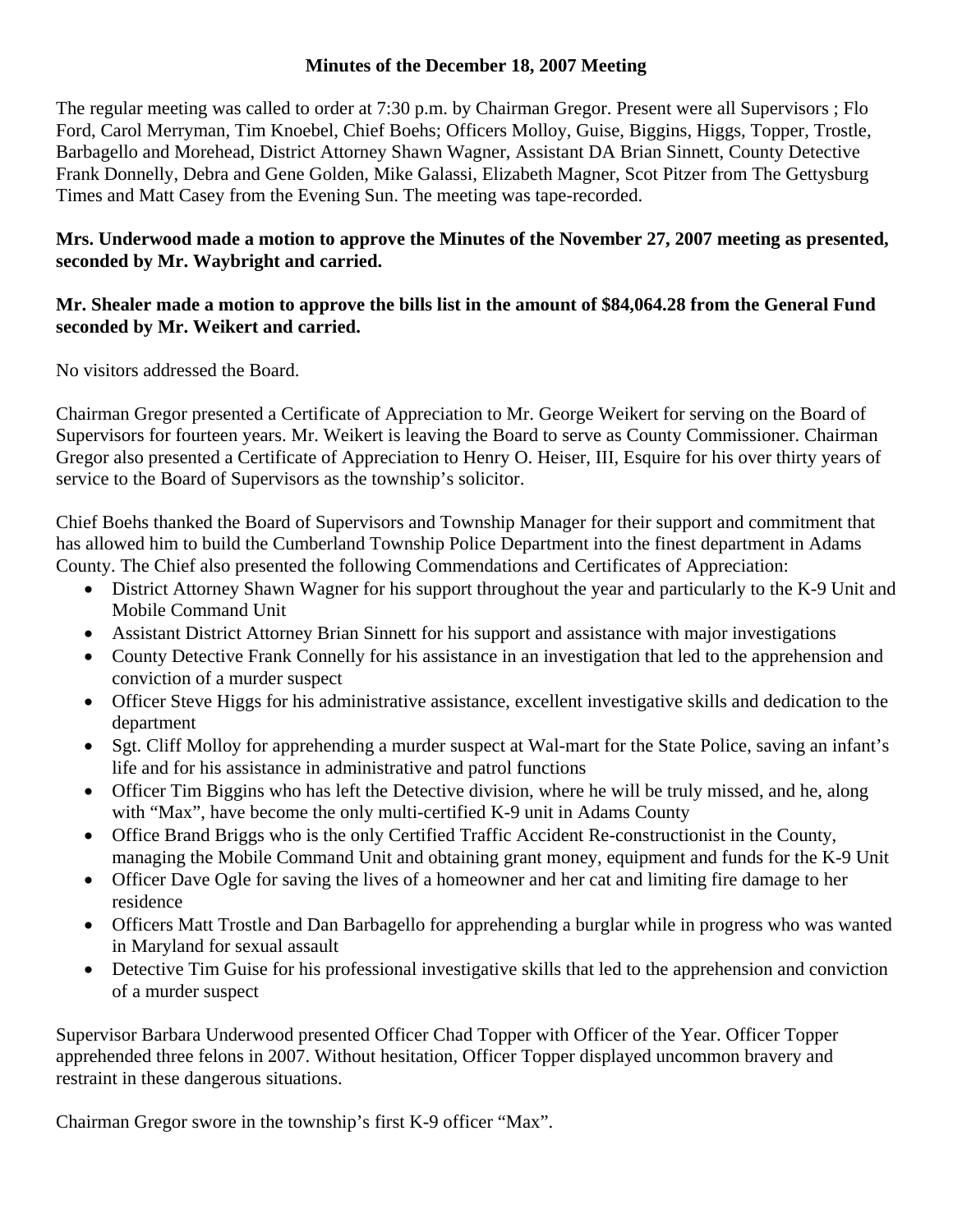**Minutes of the December 18, 2007 Meeting**

The regular meeting was called to order at 7:30 p.m. by Chairman Gregor. Present were all Supervisors ; Flo Ford, Carol Merryman, Tim Knoebel, Chief Boehs; Officers Molloy, Guise, Biggins, Higgs, Topper, Trostle, Barbagello and Morehead, District Attorney Shawn Wagner, Assistant DA Brian Sinnett, County Detective Frank Donnelly, Debra and Gene Golden, Mike Galassi, Elizabeth Magner, Scot Pitzer from The Gettysburg Times and Matt Casey from the Evening Sun. The meeting was tape-recorded.

**Mrs. Underwood made a motion to approve the Minutes of the November 27, 2007 meeting as presented, seconded by Mr. Waybright and carried.**

**Mr. Shealer made a motion to approve the bills list in the amount of $84,064.28 from the General Fund seconded by Mr. Weikert and carried.**

No visitors addressed the Board.

Chairman Gregor presented a Certificate of Appreciation to Mr. George Weikert for serving on the Board of Supervisors for fourteen years. Mr. Weikert is leaving the Board to serve as County Commissioner. Chairman Gregor also presented a Certificate of Appreciation to Henry O. Heiser, III, Esquire for his over thirty years of service to the Board of Supervisors as the township's solicitor.

Chief Boehs thanked the Board of Supervisors and Township Manager for their support and commitment that has allowed him to build the Cumberland Township Police Department into the finest department in Adams County. The Chief also presented the following Commendations and Certificates of Appreciation:

- District Attorney Shawn Wagner for his support throughout the year and particularly to the K-9 Unit and Mobile Command Unit
- Assistant District Attorney Brian Sinnett for his support and assistance with major investigations
- County Detective Frank Connelly for his assistance in an investigation that led to the apprehension and conviction of a murder suspect
- Officer Steve Higgs for his administrative assistance, excellent investigative skills and dedication to the department
- Sgt. Cliff Molloy for apprehending a murder suspect at Wal-mart for the State Police, saving an infant's life and for his assistance in administrative and patrol functions
- Officer Tim Biggins who has left the Detective division, where he will be truly missed, and he, along with "Max", have become the only multi-certified K-9 unit in Adams County
- Office Brand Briggs who is the only Certified Traffic Accident Re-constructionist in the County, managing the Mobile Command Unit and obtaining grant money, equipment and funds for the K-9 Unit
- Officer Dave Ogle for saving the lives of a homeowner and her cat and limiting fire damage to her residence
- Officers Matt Trostle and Dan Barbagello for apprehending a burglar while in progress who was wanted in Maryland for sexual assault
- Detective Tim Guise for his professional investigative skills that led to the apprehension and conviction of a murder suspect

Supervisor Barbara Underwood presented Officer Chad Topper with Officer of the Year. Officer Topper apprehended three felons in 2007. Without hesitation, Officer Topper displayed uncommon bravery and restraint in these dangerous situations.

Chairman Gregor swore in the township's first K-9 officer "Max".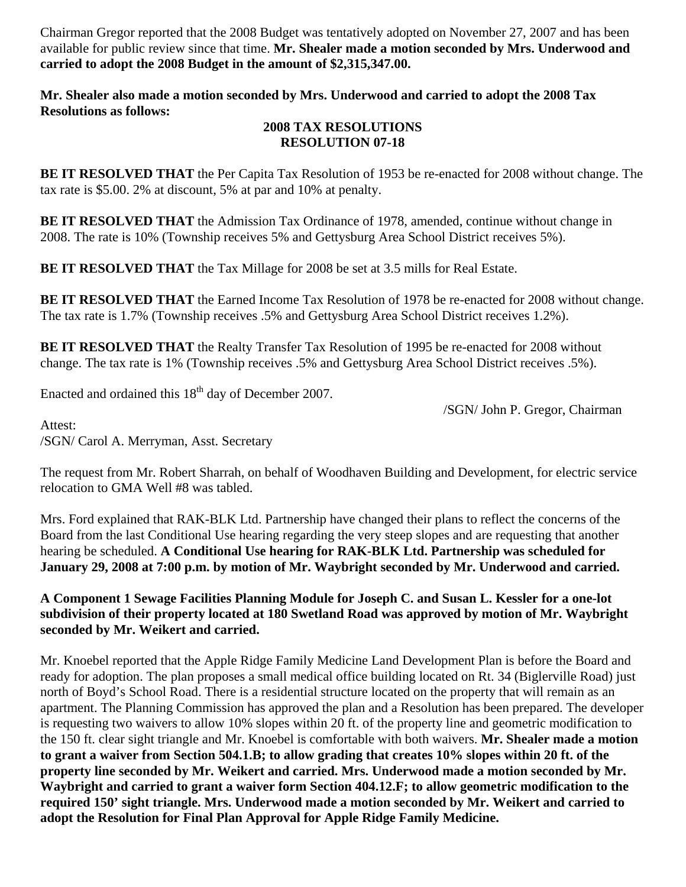Chairman Gregor reported that the 2008 Budget was tentatively adopted on November 27, 2007 and has been available for public review since that time. **Mr. Shealer made a motion seconded by Mrs. Underwood and carried to adopt the 2008 Budget in the amount of $2,315,347.00.**

**Mr. Shealer also made a motion seconded by Mrs. Underwood and carried to adopt the 2008 Tax Resolutions as follows:**

**2008 TAX RESOLUTIONS**
**RESOLUTION 07-18**

**BE IT RESOLVED THAT** the Per Capita Tax Resolution of 1953 be re-enacted for 2008 without change. The tax rate is $5.00. 2% at discount, 5% at par and 10% at penalty.

**BE IT RESOLVED THAT** the Admission Tax Ordinance of 1978, amended, continue without change in 2008. The rate is 10% (Township receives 5% and Gettysburg Area School District receives 5%).

**BE IT RESOLVED THAT** the Tax Millage for 2008 be set at 3.5 mills for Real Estate.

**BE IT RESOLVED THAT** the Earned Income Tax Resolution of 1978 be re-enacted for 2008 without change. The tax rate is 1.7% (Township receives .5% and Gettysburg Area School District receives 1.2%).

**BE IT RESOLVED THAT** the Realty Transfer Tax Resolution of 1995 be re-enacted for 2008 without change. The tax rate is 1% (Township receives .5% and Gettysburg Area School District receives .5%).

Enacted and ordained this 18th day of December 2007.

/SGN/ John P. Gregor, Chairman

Attest:
/SGN/ Carol A. Merryman, Asst. Secretary

The request from Mr. Robert Sharrah, on behalf of Woodhaven Building and Development, for electric service relocation to GMA Well #8 was tabled.

Mrs. Ford explained that RAK-BLK Ltd. Partnership have changed their plans to reflect the concerns of the Board from the last Conditional Use hearing regarding the very steep slopes and are requesting that another hearing be scheduled. **A Conditional Use hearing for RAK-BLK Ltd. Partnership was scheduled for January 29, 2008 at 7:00 p.m. by motion of Mr. Waybright seconded by Mr. Underwood and carried.**

**A Component 1 Sewage Facilities Planning Module for Joseph C. and Susan L. Kessler for a one-lot subdivision of their property located at 180 Swetland Road was approved by motion of Mr. Waybright seconded by Mr. Weikert and carried.**

Mr. Knoebel reported that the Apple Ridge Family Medicine Land Development Plan is before the Board and ready for adoption. The plan proposes a small medical office building located on Rt. 34 (Biglerville Road) just north of Boyd's School Road. There is a residential structure located on the property that will remain as an apartment. The Planning Commission has approved the plan and a Resolution has been prepared. The developer is requesting two waivers to allow 10% slopes within 20 ft. of the property line and geometric modification to the 150 ft. clear sight triangle and Mr. Knoebel is comfortable with both waivers. **Mr. Shealer made a motion to grant a waiver from Section 504.1.B; to allow grading that creates 10% slopes within 20 ft. of the property line seconded by Mr. Weikert and carried. Mrs. Underwood made a motion seconded by Mr. Waybright and carried to grant a waiver form Section 404.12.F; to allow geometric modification to the required 150' sight triangle. Mrs. Underwood made a motion seconded by Mr. Weikert and carried to adopt the Resolution for Final Plan Approval for Apple Ridge Family Medicine.**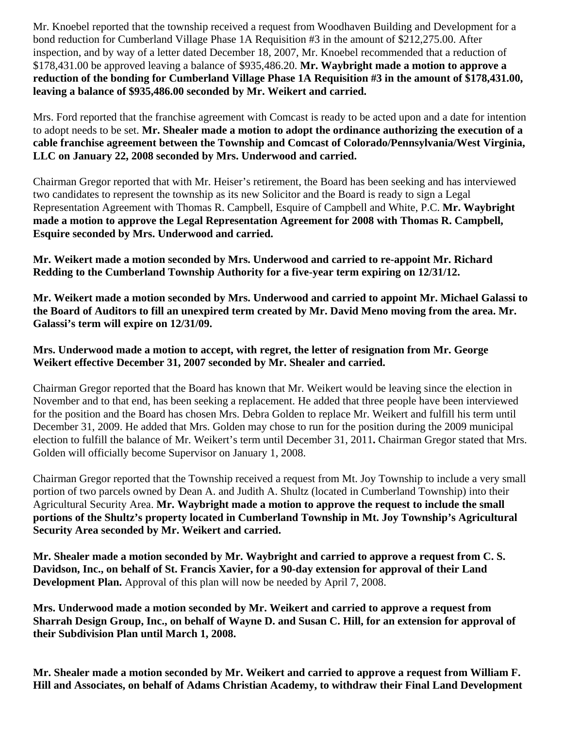Mr. Knoebel reported that the township received a request from Woodhaven Building and Development for a bond reduction for Cumberland Village Phase 1A Requisition #3 in the amount of $212,275.00. After inspection, and by way of a letter dated December 18, 2007, Mr. Knoebel recommended that a reduction of $178,431.00 be approved leaving a balance of $935,486.20. **Mr. Waybright made a motion to approve a reduction of the bonding for Cumberland Village Phase 1A Requisition #3 in the amount of $178,431.00, leaving a balance of $935,486.00 seconded by Mr. Weikert and carried.**

Mrs. Ford reported that the franchise agreement with Comcast is ready to be acted upon and a date for intention to adopt needs to be set. **Mr. Shealer made a motion to adopt the ordinance authorizing the execution of a cable franchise agreement between the Township and Comcast of Colorado/Pennsylvania/West Virginia, LLC on January 22, 2008 seconded by Mrs. Underwood and carried.**

Chairman Gregor reported that with Mr. Heiser's retirement, the Board has been seeking and has interviewed two candidates to represent the township as its new Solicitor and the Board is ready to sign a Legal Representation Agreement with Thomas R. Campbell, Esquire of Campbell and White, P.C. **Mr. Waybright made a motion to approve the Legal Representation Agreement for 2008 with Thomas R. Campbell, Esquire seconded by Mrs. Underwood and carried.**

**Mr. Weikert made a motion seconded by Mrs. Underwood and carried to re-appoint Mr. Richard Redding to the Cumberland Township Authority for a five-year term expiring on 12/31/12.**

**Mr. Weikert made a motion seconded by Mrs. Underwood and carried to appoint Mr. Michael Galassi to the Board of Auditors to fill an unexpired term created by Mr. David Meno moving from the area. Mr. Galassi's term will expire on 12/31/09.**

**Mrs. Underwood made a motion to accept, with regret, the letter of resignation from Mr. George Weikert effective December 31, 2007 seconded by Mr. Shealer and carried.**

Chairman Gregor reported that the Board has known that Mr. Weikert would be leaving since the election in November and to that end, has been seeking a replacement. He added that three people have been interviewed for the position and the Board has chosen Mrs. Debra Golden to replace Mr. Weikert and fulfill his term until December 31, 2009. He added that Mrs. Golden may chose to run for the position during the 2009 municipal election to fulfill the balance of Mr. Weikert's term until December 31, 2011**.** Chairman Gregor stated that Mrs. Golden will officially become Supervisor on January 1, 2008.

Chairman Gregor reported that the Township received a request from Mt. Joy Township to include a very small portion of two parcels owned by Dean A. and Judith A. Shultz (located in Cumberland Township) into their Agricultural Security Area. **Mr. Waybright made a motion to approve the request to include the small portions of the Shultz's property located in Cumberland Township in Mt. Joy Township's Agricultural Security Area seconded by Mr. Weikert and carried.**

**Mr. Shealer made a motion seconded by Mr. Waybright and carried to approve a request from C. S. Davidson, Inc., on behalf of St. Francis Xavier, for a 90-day extension for approval of their Land Development Plan.** Approval of this plan will now be needed by April 7, 2008.

**Mrs. Underwood made a motion seconded by Mr. Weikert and carried to approve a request from Sharrah Design Group, Inc., on behalf of Wayne D. and Susan C. Hill, for an extension for approval of their Subdivision Plan until March 1, 2008.**

**Mr. Shealer made a motion seconded by Mr. Weikert and carried to approve a request from William F. Hill and Associates, on behalf of Adams Christian Academy, to withdraw their Final Land Development**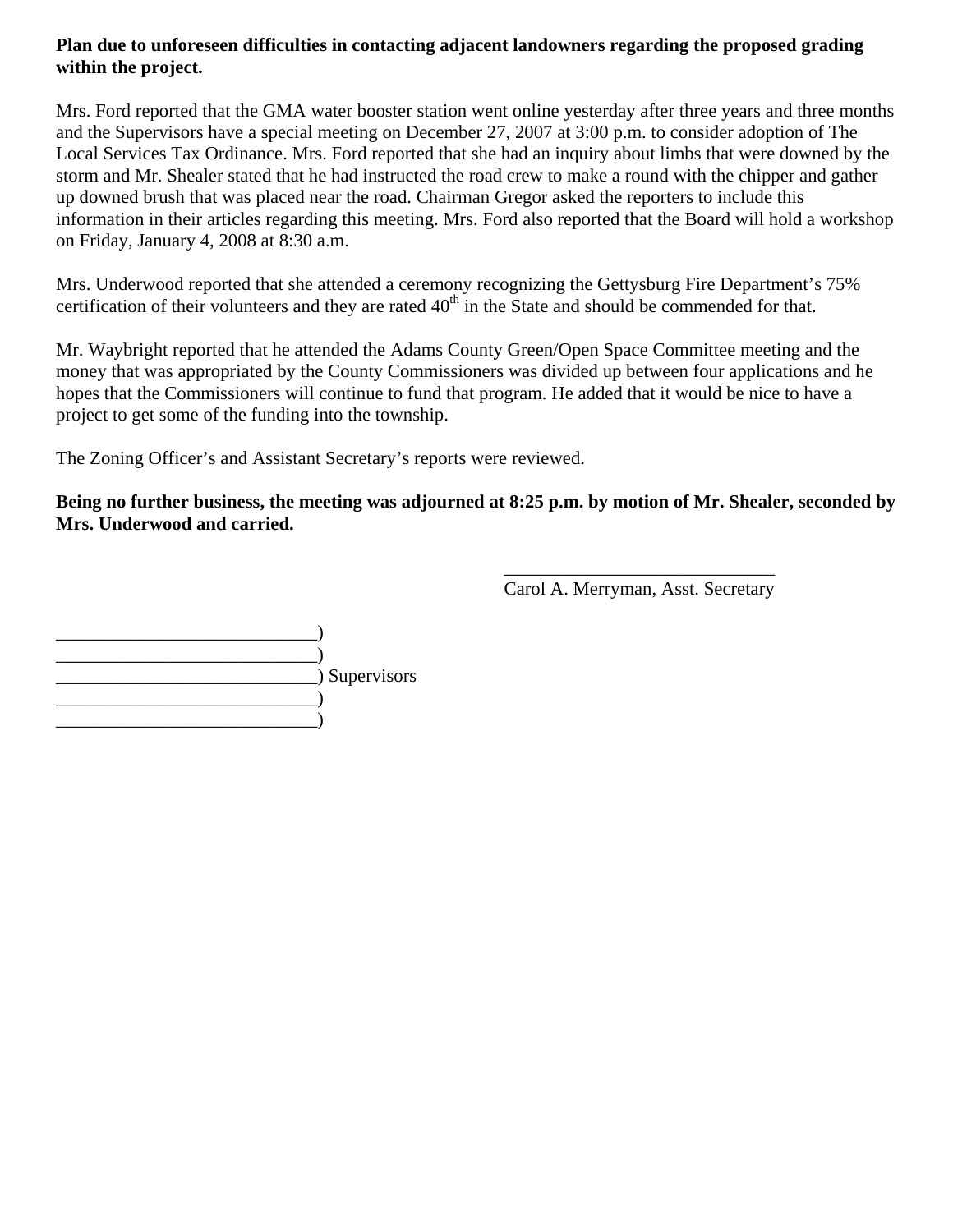**Plan due to unforeseen difficulties in contacting adjacent landowners regarding the proposed grading within the project.**

Mrs. Ford reported that the GMA water booster station went online yesterday after three years and three months and the Supervisors have a special meeting on December 27, 2007 at 3:00 p.m. to consider adoption of The Local Services Tax Ordinance. Mrs. Ford reported that she had an inquiry about limbs that were downed by the storm and Mr. Shealer stated that he had instructed the road crew to make a round with the chipper and gather up downed brush that was placed near the road. Chairman Gregor asked the reporters to include this information in their articles regarding this meeting. Mrs. Ford also reported that the Board will hold a workshop on Friday, January 4, 2008 at 8:30 a.m.

Mrs. Underwood reported that she attended a ceremony recognizing the Gettysburg Fire Department's 75% certification of their volunteers and they are rated 40th in the State and should be commended for that.

Mr. Waybright reported that he attended the Adams County Green/Open Space Committee meeting and the money that was appropriated by the County Commissioners was divided up between four applications and he hopes that the Commissioners will continue to fund that program. He added that it would be nice to have a project to get some of the funding into the township.

The Zoning Officer's and Assistant Secretary's reports were reviewed.

**Being no further business, the meeting was adjourned at 8:25 p.m. by motion of Mr. Shealer, seconded by Mrs. Underwood and carried.**

\_\_\_\_\_\_\_\_\_\_\_\_\_\_\_\_\_\_\_\_\_\_\_\_\_\_\_\_\_\_
Carol A. Merryman, Asst. Secretary

\_\_\_\_\_\_\_\_\_\_\_\_\_\_\_\_\_\_\_\_\_\_\_\_\_\_\_\_)
\_\_\_\_\_\_\_\_\_\_\_\_\_\_\_\_\_\_\_\_\_\_\_\_\_\_\_\_)
\_\_\_\_\_\_\_\_\_\_\_\_\_\_\_\_\_\_\_\_\_\_\_\_\_\_\_\_) Supervisors
\_\_\_\_\_\_\_\_\_\_\_\_\_\_\_\_\_\_\_\_\_\_\_\_\_\_\_\_)
\_\_\_\_\_\_\_\_\_\_\_\_\_\_\_\_\_\_\_\_\_\_\_\_\_\_\_\_)